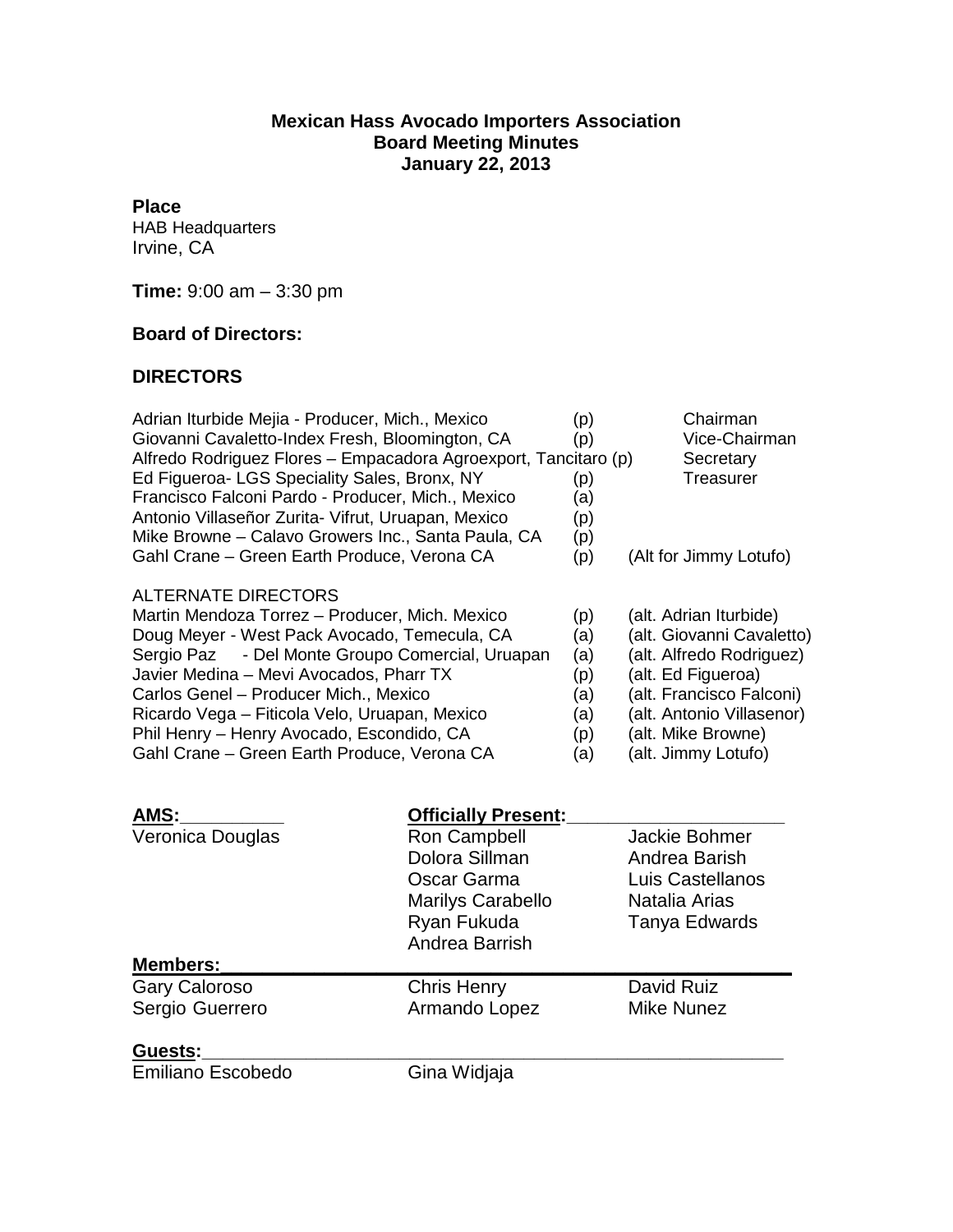**Mexican Hass Avocado Importers Association**
**Board Meeting Minutes**
**January 22, 2013**

**Place**
HAB Headquarters
Irvine, CA

**Time:** 9:00 am – 3:30 pm

**Board of Directors:**

**DIRECTORS**

| | | |
|---|---|---|
| Adrian Iturbide Mejia - Producer, Mich., Mexico | (p) | Chairman |
| Giovanni Cavaletto-Index Fresh, Bloomington, CA | (p) | Vice-Chairman |
| Alfredo Rodriguez Flores – Empacadora Agroexport, Tancitaro | (p) | Secretary |
| Ed Figueroa- LGS Speciality Sales, Bronx, NY | (p) | Treasurer |
| Francisco Falconi Pardo - Producer, Mich., Mexico | (a) | |
| Antonio Villaseñor Zurita- Vifrut, Uruapan, Mexico | (p) | |
| Mike Browne – Calavo Growers Inc., Santa Paula, CA | (p) | |
| Gahl Crane – Green Earth Produce, Verona CA | (p) | (Alt for Jimmy Lotufo) |

ALTERNATE DIRECTORS

| | | |
|---|---|---|
| Martin Mendoza Torrez – Producer, Mich. Mexico | (p) | (alt. Adrian Iturbide) |
| Doug Meyer - West Pack Avocado, Temecula, CA | (a) | (alt. Giovanni Cavaletto) |
| Sergio Paz - Del Monte Groupo Comercial, Uruapan | (a) | (alt. Alfredo Rodriguez) |
| Javier Medina – Mevi Avocados, Pharr TX | (p) | (alt. Ed Figueroa) |
| Carlos Genel – Producer Mich., Mexico | (a) | (alt. Francisco Falconi) |
| Ricardo Vega – Ficticola Velo, Uruapan, Mexico | (a) | (alt. Antonio Villasenor) |
| Phil Henry – Henry Avocado, Escondido, CA | (p) | (alt. Mike Browne) |
| Gahl Crane – Green Earth Produce, Verona CA | (a) | (alt. Jimmy Lotufo) |

| **AMS:** | **Officially Present:** | |
|---|---|---|
| Veronica Douglas | Ron Campbell | Jackie Bohmer |
| | Dolora Sillman | Andrea Barish |
| | Oscar Garma | Luis Castellanos |
| | Marilys Carabello | Natalia Arias |
| | Ryan Fukuda | Tanya Edwards |
| | Andrea Barrish | |

**Members:**

| | | |
|---|---|---|
| Gary Caloroso | Chris Henry | David Ruiz |
| Sergio Guerrero | Armando Lopez | Mike Nunez |

**Guests:**

| | |
|---|---|
| Emiliano Escobedo | Gina Widjaja |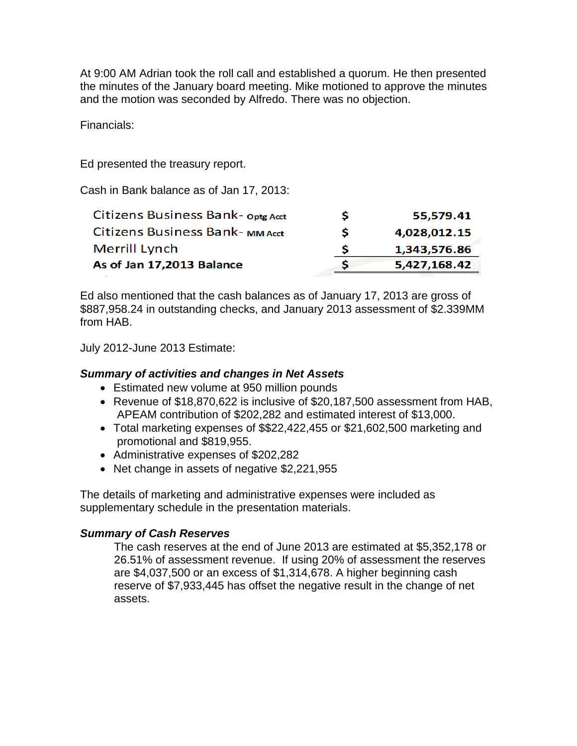At 9:00 AM Adrian took the roll call and established a quorum. He then presented the minutes of the January board meeting. Mike motioned to approve the minutes and the motion was seconded by Alfredo. There was no objection.

Financials:

Ed presented the treasury report.

Cash in Bank balance as of Jan 17, 2013:

| | | |
|---|---|---|
| Citizens Business Bank- Optg Acct | $ | 55,579.41 |
| Citizens Business Bank- MM Acct | $ | 4,028,012.15 |
| Merrill Lynch | $ | 1,343,576.86 |
| **As of Jan 17,2013 Balance** | **$** | **5,427,168.42** |

Ed also mentioned that the cash balances as of January 17, 2013 are gross of $887,958.24 in outstanding checks, and January 2013 assessment of $2.339MM from HAB.

July 2012-June 2013 Estimate:

***Summary of activities and changes in Net Assets***

- Estimated new volume at 950 million pounds
- Revenue of $18,870,622 is inclusive of $20,187,500 assessment from HAB, APEAM contribution of $202,282 and estimated interest of $13,000.
- Total marketing expenses of $$22,422,455 or $21,602,500 marketing and promotional and $819,955.
- Administrative expenses of $202,282
- Net change in assets of negative $2,221,955

The details of marketing and administrative expenses were included as supplementary schedule in the presentation materials.

***Summary of Cash Reserves***

The cash reserves at the end of June 2013 are estimated at $5,352,178 or 26.51% of assessment revenue. If using 20% of assessment the reserves are $4,037,500 or an excess of $1,314,678. A higher beginning cash reserve of $7,933,445 has offset the negative result in the change of net assets.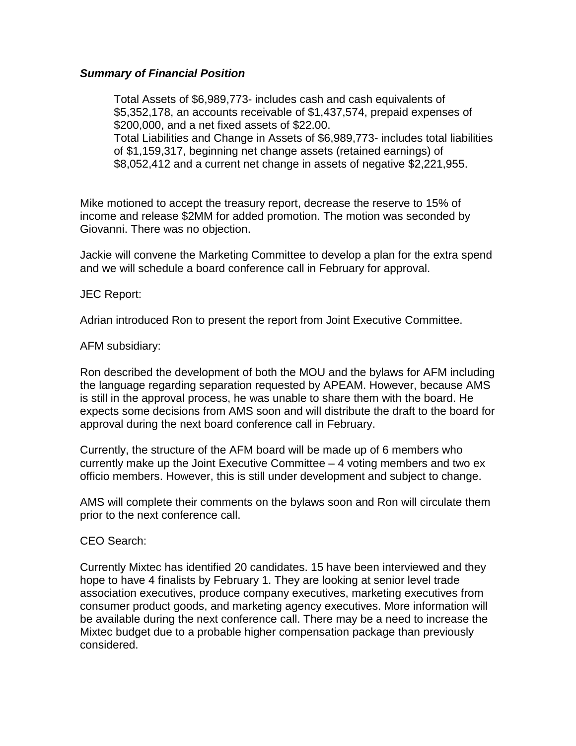***Summary of Financial Position***

> Total Assets of $6,989,773- includes cash and cash equivalents of $5,352,178, an accounts receivable of $1,437,574, prepaid expenses of $200,000, and a net fixed assets of $22.00.
> Total Liabilities and Change in Assets of $6,989,773- includes total liabilities of $1,159,317, beginning net change assets (retained earnings) of $8,052,412 and a current net change in assets of negative $2,221,955.

Mike motioned to accept the treasury report, decrease the reserve to 15% of income and release $2MM for added promotion. The motion was seconded by Giovanni. There was no objection.

Jackie will convene the Marketing Committee to develop a plan for the extra spend and we will schedule a board conference call in February for approval.

JEC Report:

Adrian introduced Ron to present the report from Joint Executive Committee.

AFM subsidiary:

Ron described the development of both the MOU and the bylaws for AFM including the language regarding separation requested by APEAM. However, because AMS is still in the approval process, he was unable to share them with the board. He expects some decisions from AMS soon and will distribute the draft to the board for approval during the next board conference call in February.

Currently, the structure of the AFM board will be made up of 6 members who currently make up the Joint Executive Committee – 4 voting members and two ex officio members. However, this is still under development and subject to change.

AMS will complete their comments on the bylaws soon and Ron will circulate them prior to the next conference call.

CEO Search:

Currently Mixtec has identified 20 candidates. 15 have been interviewed and they hope to have 4 finalists by February 1. They are looking at senior level trade association executives, produce company executives, marketing executives from consumer product goods, and marketing agency executives. More information will be available during the next conference call. There may be a need to increase the Mixtec budget due to a probable higher compensation package than previously considered.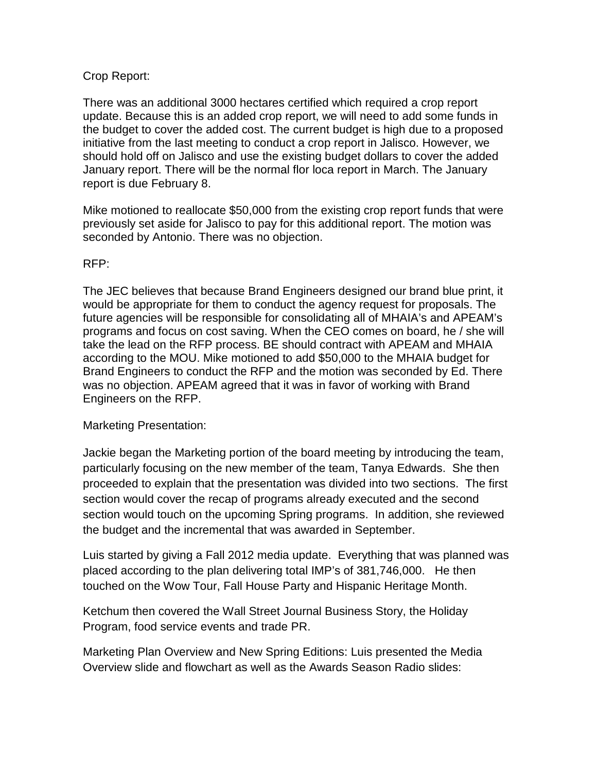Crop Report:

There was an additional 3000 hectares certified which required a crop report update. Because this is an added crop report, we will need to add some funds in the budget to cover the added cost. The current budget is high due to a proposed initiative from the last meeting to conduct a crop report in Jalisco. However, we should hold off on Jalisco and use the existing budget dollars to cover the added January report. There will be the normal flor loca report in March. The January report is due February 8.

Mike motioned to reallocate $50,000 from the existing crop report funds that were previously set aside for Jalisco to pay for this additional report. The motion was seconded by Antonio. There was no objection.

RFP:

The JEC believes that because Brand Engineers designed our brand blue print, it would be appropriate for them to conduct the agency request for proposals. The future agencies will be responsible for consolidating all of MHAIA's and APEAM's programs and focus on cost saving. When the CEO comes on board, he / she will take the lead on the RFP process. BE should contract with APEAM and MHAIA according to the MOU. Mike motioned to add $50,000 to the MHAIA budget for Brand Engineers to conduct the RFP and the motion was seconded by Ed. There was no objection. APEAM agreed that it was in favor of working with Brand Engineers on the RFP.

Marketing Presentation:

Jackie began the Marketing portion of the board meeting by introducing the team, particularly focusing on the new member of the team, Tanya Edwards. She then proceeded to explain that the presentation was divided into two sections. The first section would cover the recap of programs already executed and the second section would touch on the upcoming Spring programs. In addition, she reviewed the budget and the incremental that was awarded in September.

Luis started by giving a Fall 2012 media update. Everything that was planned was placed according to the plan delivering total IMP's of 381,746,000. He then touched on the Wow Tour, Fall House Party and Hispanic Heritage Month.

Ketchum then covered the Wall Street Journal Business Story, the Holiday Program, food service events and trade PR.

Marketing Plan Overview and New Spring Editions: Luis presented the Media Overview slide and flowchart as well as the Awards Season Radio slides: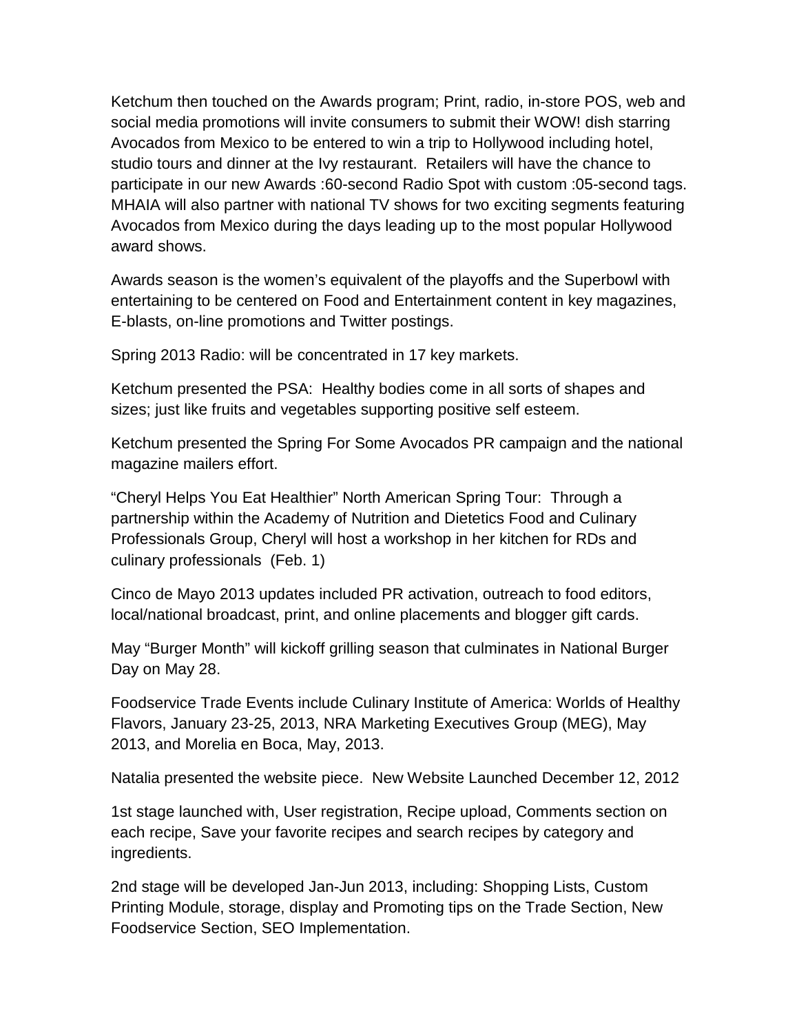Ketchum then touched on the Awards program; Print, radio, in-store POS, web and social media promotions will invite consumers to submit their WOW! dish starring Avocados from Mexico to be entered to win a trip to Hollywood including hotel, studio tours and dinner at the Ivy restaurant. Retailers will have the chance to participate in our new Awards :60-second Radio Spot with custom :05-second tags. MHAIA will also partner with national TV shows for two exciting segments featuring Avocados from Mexico during the days leading up to the most popular Hollywood award shows.

Awards season is the women's equivalent of the playoffs and the Superbowl with entertaining to be centered on Food and Entertainment content in key magazines, E-blasts, on-line promotions and Twitter postings.

Spring 2013 Radio: will be concentrated in 17 key markets.

Ketchum presented the PSA: Healthy bodies come in all sorts of shapes and sizes; just like fruits and vegetables supporting positive self esteem.

Ketchum presented the Spring For Some Avocados PR campaign and the national magazine mailers effort.

"Cheryl Helps You Eat Healthier" North American Spring Tour: Through a partnership within the Academy of Nutrition and Dietetics Food and Culinary Professionals Group, Cheryl will host a workshop in her kitchen for RDs and culinary professionals (Feb. 1)

Cinco de Mayo 2013 updates included PR activation, outreach to food editors, local/national broadcast, print, and online placements and blogger gift cards.

May "Burger Month" will kickoff grilling season that culminates in National Burger Day on May 28.

Foodservice Trade Events include Culinary Institute of America: Worlds of Healthy Flavors, January 23-25, 2013, NRA Marketing Executives Group (MEG), May 2013, and Morelia en Boca, May, 2013.

Natalia presented the website piece. New Website Launched December 12, 2012

1st stage launched with, User registration, Recipe upload, Comments section on each recipe, Save your favorite recipes and search recipes by category and ingredients.

2nd stage will be developed Jan-Jun 2013, including: Shopping Lists, Custom Printing Module, storage, display and Promoting tips on the Trade Section, New Foodservice Section, SEO Implementation.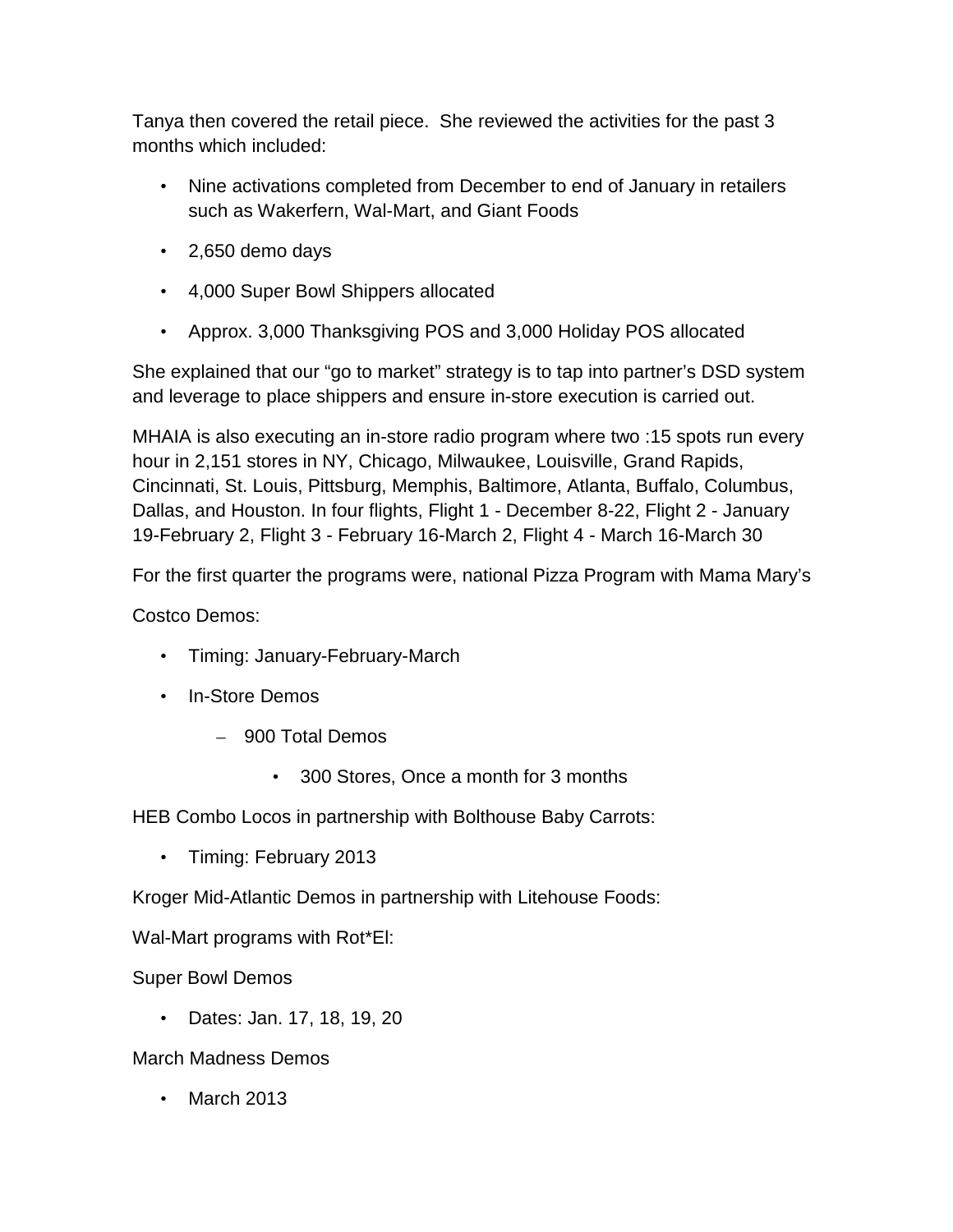Tanya then covered the retail piece. She reviewed the activities for the past 3 months which included:

- Nine activations completed from December to end of January in retailers such as Wakerfern, Wal-Mart, and Giant Foods
- 2,650 demo days
- 4,000 Super Bowl Shippers allocated
- Approx. 3,000 Thanksgiving POS and 3,000 Holiday POS allocated

She explained that our "go to market" strategy is to tap into partner's DSD system and leverage to place shippers and ensure in-store execution is carried out.

MHAIA is also executing an in-store radio program where two :15 spots run every hour in 2,151 stores in NY, Chicago, Milwaukee, Louisville, Grand Rapids, Cincinnati, St. Louis, Pittsburg, Memphis, Baltimore, Atlanta, Buffalo, Columbus, Dallas, and Houston. In four flights, Flight 1 - December 8-22, Flight 2 - January 19-February 2, Flight 3 - February 16-March 2, Flight 4 - March 16-March 30

For the first quarter the programs were, national Pizza Program with Mama Mary's

Costco Demos:

- Timing: January-February-March
- In-Store Demos
  - 900 Total Demos
    - 300 Stores, Once a month for 3 months

HEB Combo Locos in partnership with Bolthouse Baby Carrots:

- Timing: February 2013

Kroger Mid-Atlantic Demos in partnership with Litehouse Foods:

Wal-Mart programs with Rot*El:

Super Bowl Demos

- Dates: Jan. 17, 18, 19, 20

March Madness Demos

- March 2013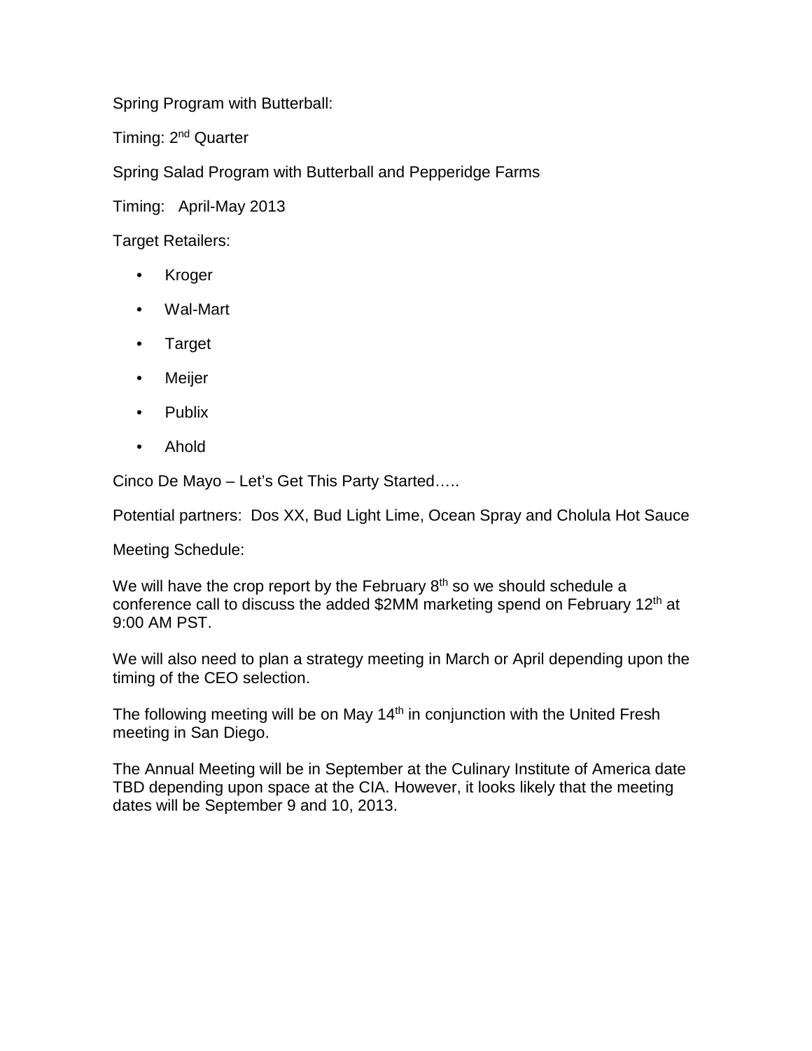Spring Program with Butterball:

Timing: 2nd Quarter

Spring Salad Program with Butterball and Pepperidge Farms

Timing: April-May 2013

Target Retailers:

- Kroger
- Wal-Mart
- Target
- Meijer
- Publix
- Ahold

Cinco De Mayo – Let's Get This Party Started…..

Potential partners: Dos XX, Bud Light Lime, Ocean Spray and Cholula Hot Sauce

Meeting Schedule:

We will have the crop report by the February 8th so we should schedule a conference call to discuss the added $2MM marketing spend on February 12th at 9:00 AM PST.

We will also need to plan a strategy meeting in March or April depending upon the timing of the CEO selection.

The following meeting will be on May 14th in conjunction with the United Fresh meeting in San Diego.

The Annual Meeting will be in September at the Culinary Institute of America date TBD depending upon space at the CIA. However, it looks likely that the meeting dates will be September 9 and 10, 2013.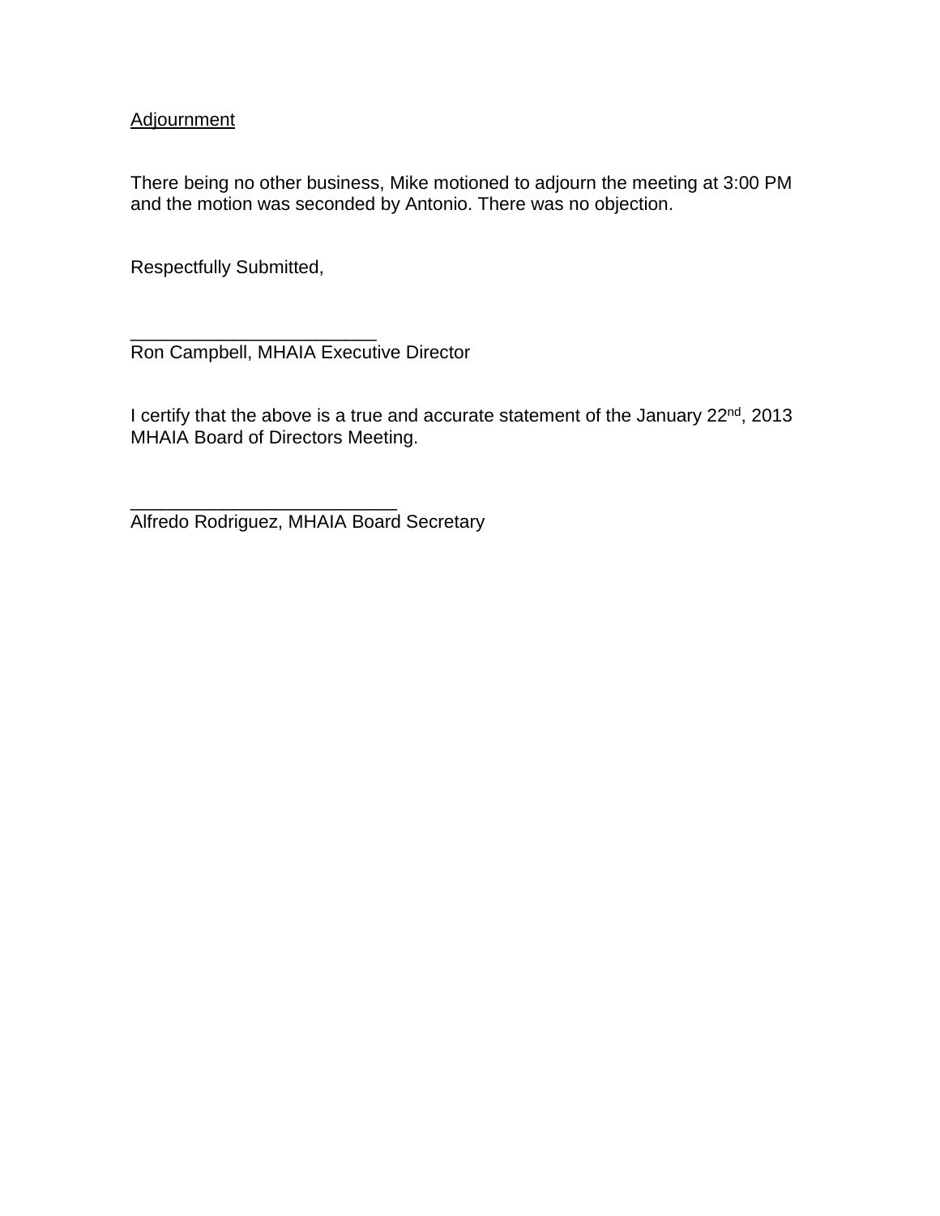<u>Adjournment</u>

There being no other business, Mike motioned to adjourn the meeting at 3:00 PM and the motion was seconded by Antonio. There was no objection.

Respectfully Submitted,

________________________
Ron Campbell, MHAIA Executive Director

I certify that the above is a true and accurate statement of the January 22nd, 2013 MHAIA Board of Directors Meeting.

__________________________
Alfredo Rodriguez, MHAIA Board Secretary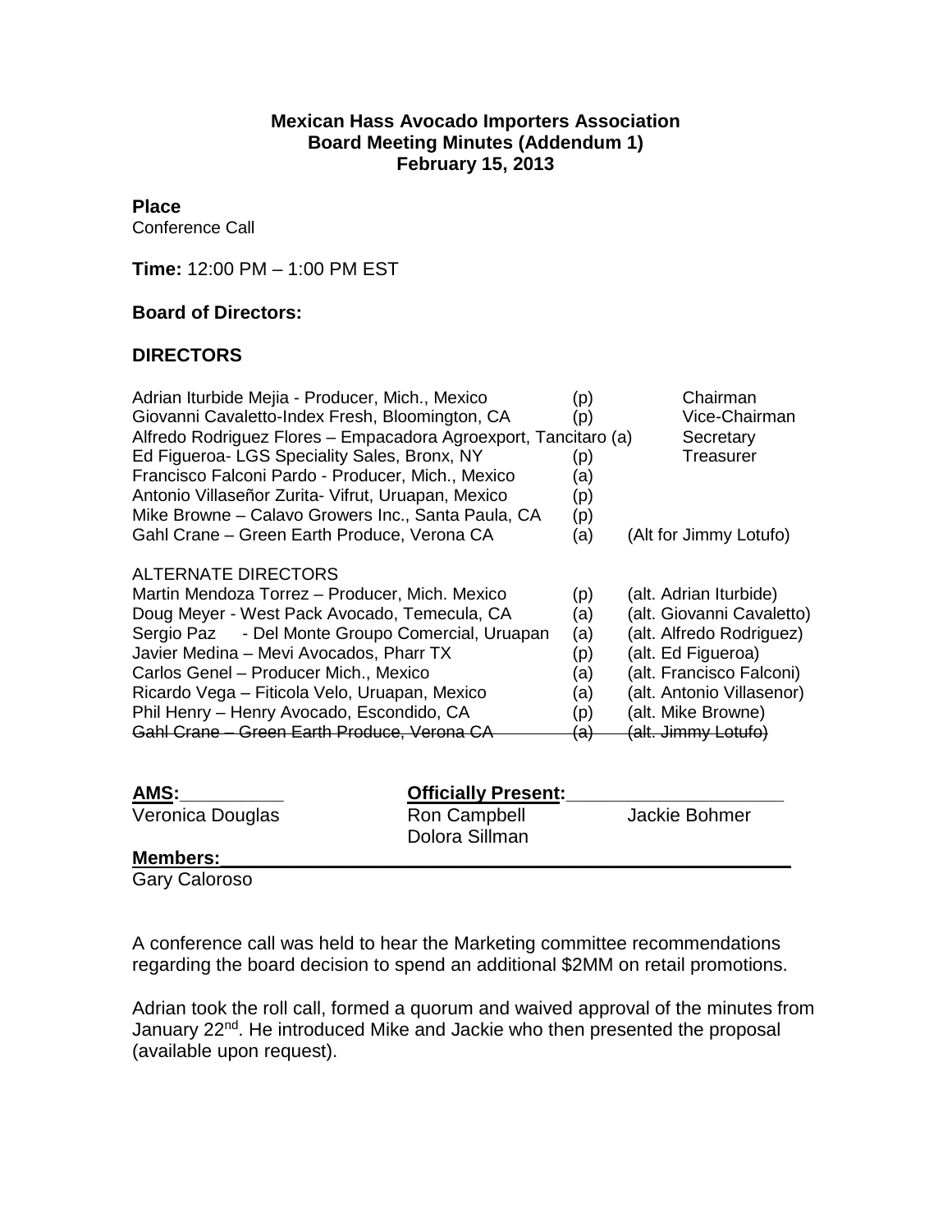**Mexican Hass Avocado Importers Association**
**Board Meeting Minutes (Addendum 1)**
**February 15, 2013**

**Place**
Conference Call

**Time:** 12:00 PM – 1:00 PM EST

**Board of Directors:**

**DIRECTORS**

| | | |
|---|---|---|
| Adrian Iturbide Mejia - Producer, Mich., Mexico | (p) | Chairman |
| Giovanni Cavaletto-Index Fresh, Bloomington, CA | (p) | Vice-Chairman |
| Alfredo Rodriguez Flores – Empacadora Agroexport, Tancitaro | (a) | Secretary |
| Ed Figueroa- LGS Speciality Sales, Bronx, NY | (p) | Treasurer |
| Francisco Falconi Pardo - Producer, Mich., Mexico | (a) | |
| Antonio Villaseñor Zurita- Vifrut, Uruapan, Mexico | (p) | |
| Mike Browne – Calavo Growers Inc., Santa Paula, CA | (p) | |
| Gahl Crane – Green Earth Produce, Verona CA | (a) | (Alt for Jimmy Lotufo) |

ALTERNATE DIRECTORS

| | | |
|---|---|---|
| Martin Mendoza Torrez – Producer, Mich. Mexico | (p) | (alt. Adrian Iturbide) |
| Doug Meyer - West Pack Avocado, Temecula, CA | (a) | (alt. Giovanni Cavaletto) |
| Sergio Paz - Del Monte Groupo Comercial, Uruapan | (a) | (alt. Alfredo Rodriguez) |
| Javier Medina – Mevi Avocados, Pharr TX | (p) | (alt. Ed Figueroa) |
| Carlos Genel – Producer Mich., Mexico | (a) | (alt. Francisco Falconi) |
| Ricardo Vega – Fiticola Velo, Uruapan, Mexico | (a) | (alt. Antonio Villasenor) |
| Phil Henry – Henry Avocado, Escondido, CA | (p) | (alt. Mike Browne) |
| ~~Gahl Crane – Green Earth Produce, Verona CA~~ | ~~(a)~~ | ~~(alt. Jimmy Lotufo)~~ |

**AMS:**
Veronica Douglas

**Officially Present:**
Ron Campbell
Dolora Sillman
Jackie Bohmer

**Members:**
Gary Caloroso

A conference call was held to hear the Marketing committee recommendations regarding the board decision to spend an additional $2MM on retail promotions.

Adrian took the roll call, formed a quorum and waived approval of the minutes from January 22nd. He introduced Mike and Jackie who then presented the proposal (available upon request).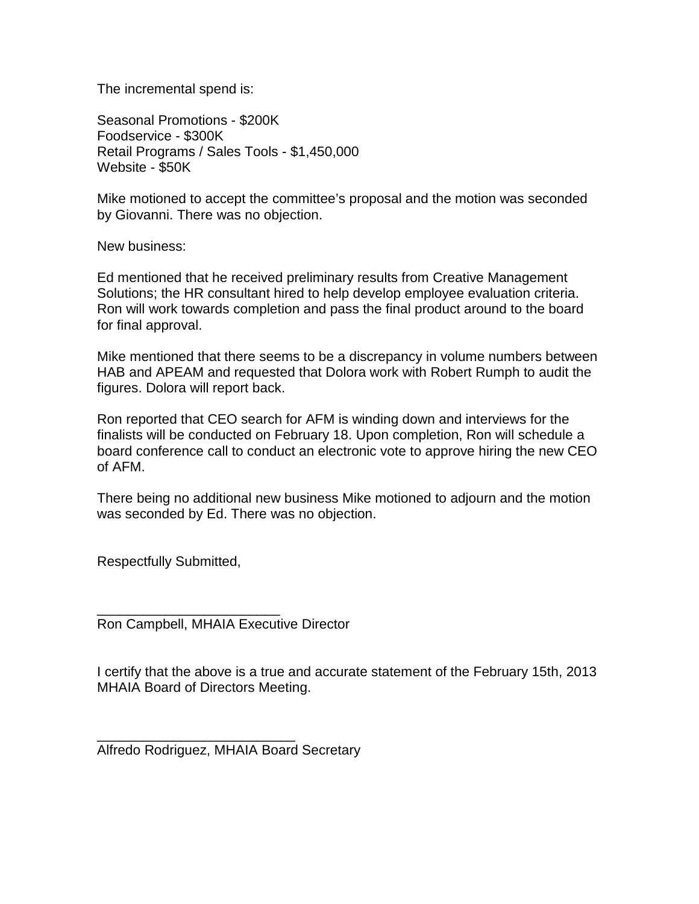The incremental spend is:

Seasonal Promotions - $200K
Foodservice - $300K
Retail Programs / Sales Tools - $1,450,000
Website - $50K

Mike motioned to accept the committee's proposal and the motion was seconded by Giovanni. There was no objection.

New business:

Ed mentioned that he received preliminary results from Creative Management Solutions; the HR consultant hired to help develop employee evaluation criteria. Ron will work towards completion and pass the final product around to the board for final approval.

Mike mentioned that there seems to be a discrepancy in volume numbers between HAB and APEAM and requested that Dolora work with Robert Rumph to audit the figures. Dolora will report back.

Ron reported that CEO search for AFM is winding down and interviews for the finalists will be conducted on February 18. Upon completion, Ron will schedule a board conference call to conduct an electronic vote to approve hiring the new CEO of AFM.

There being no additional new business Mike motioned to adjourn and the motion was seconded by Ed. There was no objection.

Respectfully Submitted,

________________________
Ron Campbell, MHAIA Executive Director

I certify that the above is a true and accurate statement of the February 15th, 2013 MHAIA Board of Directors Meeting.

__________________________
Alfredo Rodriguez, MHAIA Board Secretary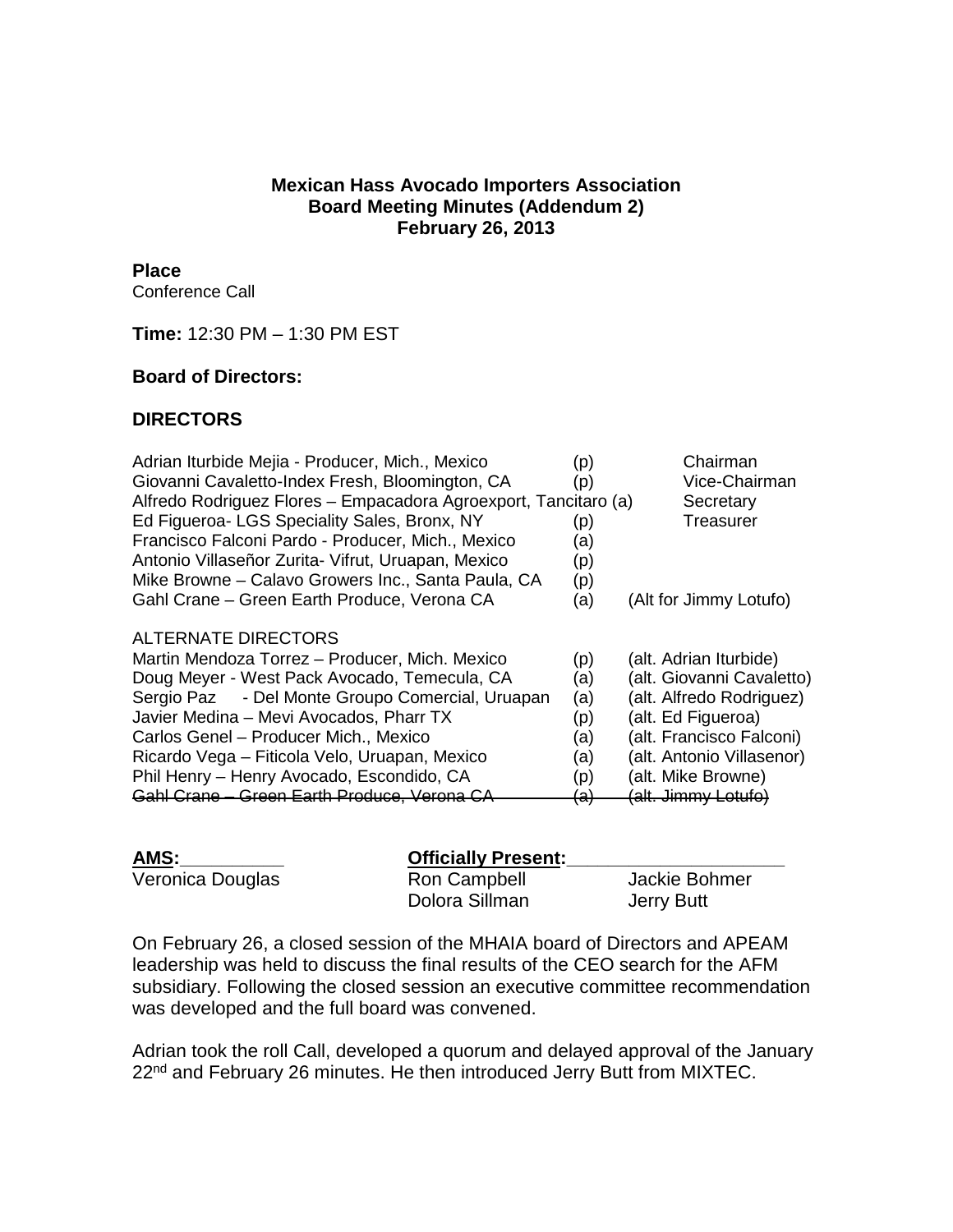**Mexican Hass Avocado Importers Association**
**Board Meeting Minutes (Addendum 2)**
**February 26, 2013**

**Place**
Conference Call

**Time:** 12:30 PM – 1:30 PM EST

**Board of Directors:**

**DIRECTORS**

| | | |
|---|---|---|
| Adrian Iturbide Mejia - Producer, Mich., Mexico | (p) | Chairman |
| Giovanni Cavaletto-Index Fresh, Bloomington, CA | (p) | Vice-Chairman |
| Alfredo Rodriguez Flores – Empacadora Agroexport, Tancitaro | (a) | Secretary |
| Ed Figueroa- LGS Speciality Sales, Bronx, NY | (p) | Treasurer |
| Francisco Falconi Pardo - Producer, Mich., Mexico | (a) | |
| Antonio Villaseñor Zurita- Vifrut, Uruapan, Mexico | (p) | |
| Mike Browne – Calavo Growers Inc., Santa Paula, CA | (p) | |
| Gahl Crane – Green Earth Produce, Verona CA | (a) | (Alt for Jimmy Lotufo) |

ALTERNATE DIRECTORS

| | | |
|---|---|---|
| Martin Mendoza Torrez – Producer, Mich. Mexico | (p) | (alt. Adrian Iturbide) |
| Doug Meyer - West Pack Avocado, Temecula, CA | (a) | (alt. Giovanni Cavaletto) |
| Sergio Paz - Del Monte Groupo Comercial, Uruapan | (a) | (alt. Alfredo Rodriguez) |
| Javier Medina – Mevi Avocados, Pharr TX | (p) | (alt. Ed Figueroa) |
| Carlos Genel – Producer Mich., Mexico | (a) | (alt. Francisco Falconi) |
| Ricardo Vega – Ficticola Velo, Uruapan, Mexico | (a) | (alt. Antonio Villasenor) |
| Phil Henry – Henry Avocado, Escondido, CA | (p) | (alt. Mike Browne) |
| ~~Gahl Crane – Green Earth Produce, Verona CA~~ | ~~(a)~~ | ~~(alt. Jimmy Lotufo)~~ |

| **AMS:** | **Officially Present:** | |
|---|---|---|
| Veronica Douglas | Ron Campbell | Jackie Bohmer |
| | Dolora Sillman | Jerry Butt |

On February 26, a closed session of the MHAIA board of Directors and APEAM leadership was held to discuss the final results of the CEO search for the AFM subsidiary. Following the closed session an executive committee recommendation was developed and the full board was convened.

Adrian took the roll Call, developed a quorum and delayed approval of the January 22nd and February 26 minutes. He then introduced Jerry Butt from MIXTEC.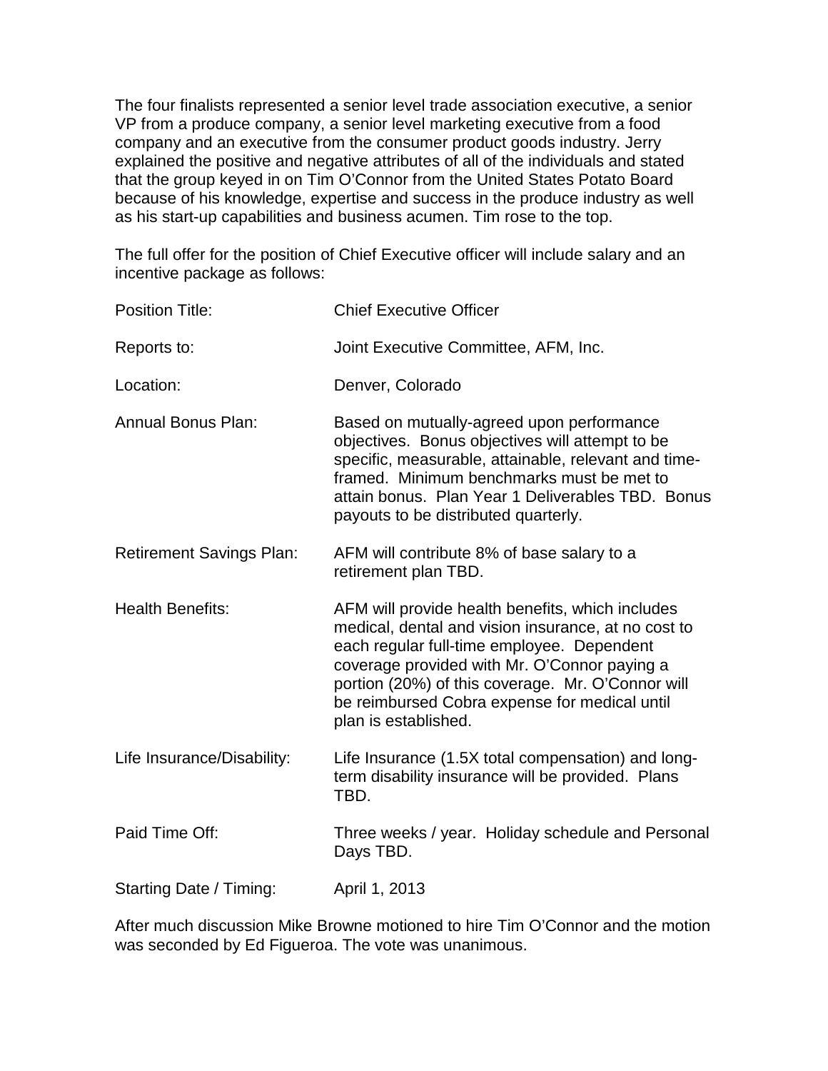The four finalists represented a senior level trade association executive, a senior VP from a produce company, a senior level marketing executive from a food company and an executive from the consumer product goods industry. Jerry explained the positive and negative attributes of all of the individuals and stated that the group keyed in on Tim O'Connor from the United States Potato Board because of his knowledge, expertise and success in the produce industry as well as his start-up capabilities and business acumen. Tim rose to the top.

The full offer for the position of Chief Executive officer will include salary and an incentive package as follows:

| | |
|---|---|
| Position Title: | Chief Executive Officer |
| Reports to: | Joint Executive Committee, AFM, Inc. |
| Location: | Denver, Colorado |
| Annual Bonus Plan: | Based on mutually-agreed upon performance objectives. Bonus objectives will attempt to be specific, measurable, attainable, relevant and time-framed. Minimum benchmarks must be met to attain bonus. Plan Year 1 Deliverables TBD. Bonus payouts to be distributed quarterly. |
| Retirement Savings Plan: | AFM will contribute 8% of base salary to a retirement plan TBD. |
| Health Benefits: | AFM will provide health benefits, which includes medical, dental and vision insurance, at no cost to each regular full-time employee. Dependent coverage provided with Mr. O'Connor paying a portion (20%) of this coverage. Mr. O'Connor will be reimbursed Cobra expense for medical until plan is established. |
| Life Insurance/Disability: | Life Insurance (1.5X total compensation) and long-term disability insurance will be provided. Plans TBD. |
| Paid Time Off: | Three weeks / year. Holiday schedule and Personal Days TBD. |
| Starting Date / Timing: | April 1, 2013 |

After much discussion Mike Browne motioned to hire Tim O'Connor and the motion was seconded by Ed Figueroa. The vote was unanimous.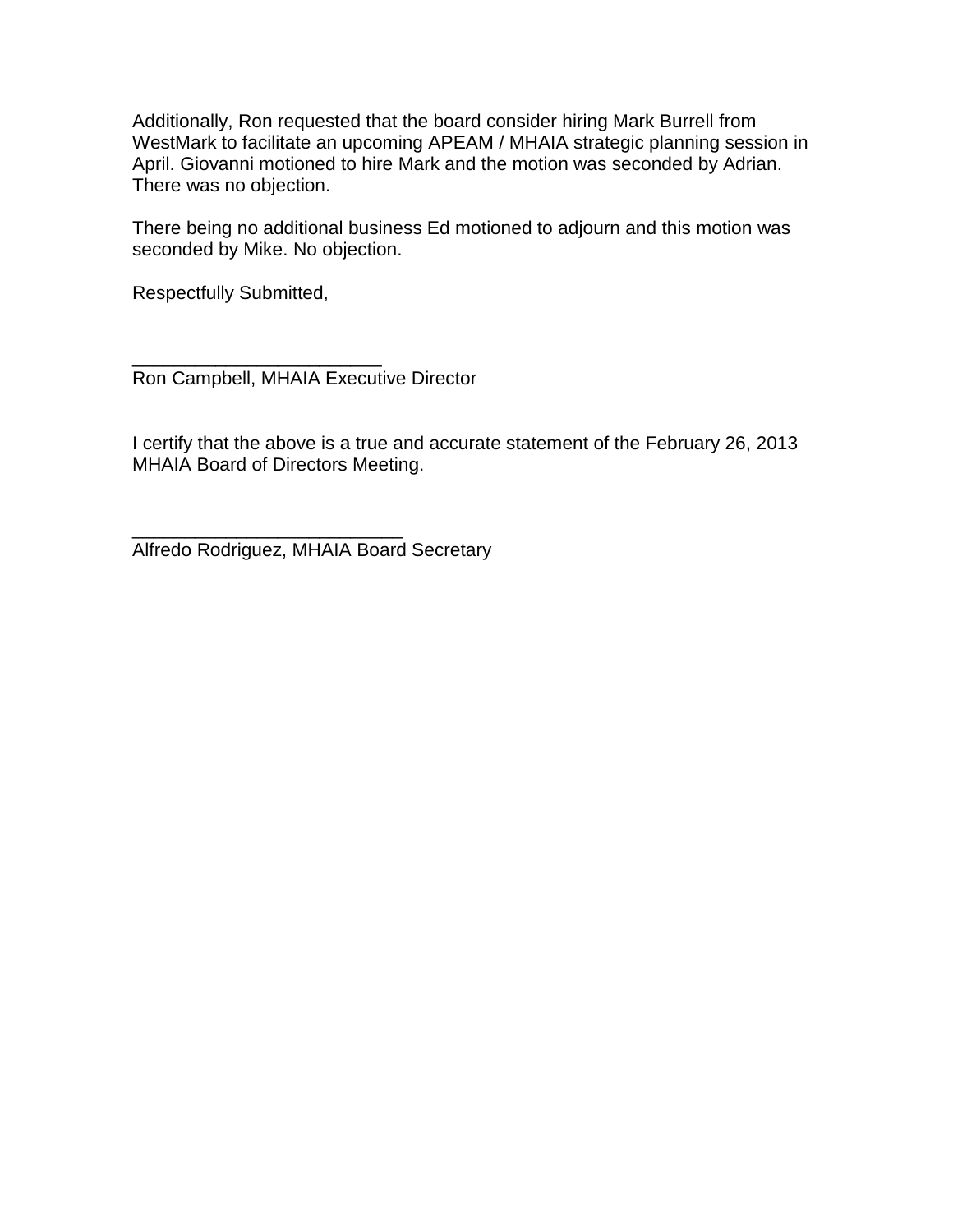Additionally, Ron requested that the board consider hiring Mark Burrell from WestMark to facilitate an upcoming APEAM / MHAIA strategic planning session in April. Giovanni motioned to hire Mark and the motion was seconded by Adrian. There was no objection.

There being no additional business Ed motioned to adjourn and this motion was seconded by Mike. No objection.

Respectfully Submitted,

________________________
Ron Campbell, MHAIA Executive Director

I certify that the above is a true and accurate statement of the February 26, 2013 MHAIA Board of Directors Meeting.

__________________________
Alfredo Rodriguez, MHAIA Board Secretary